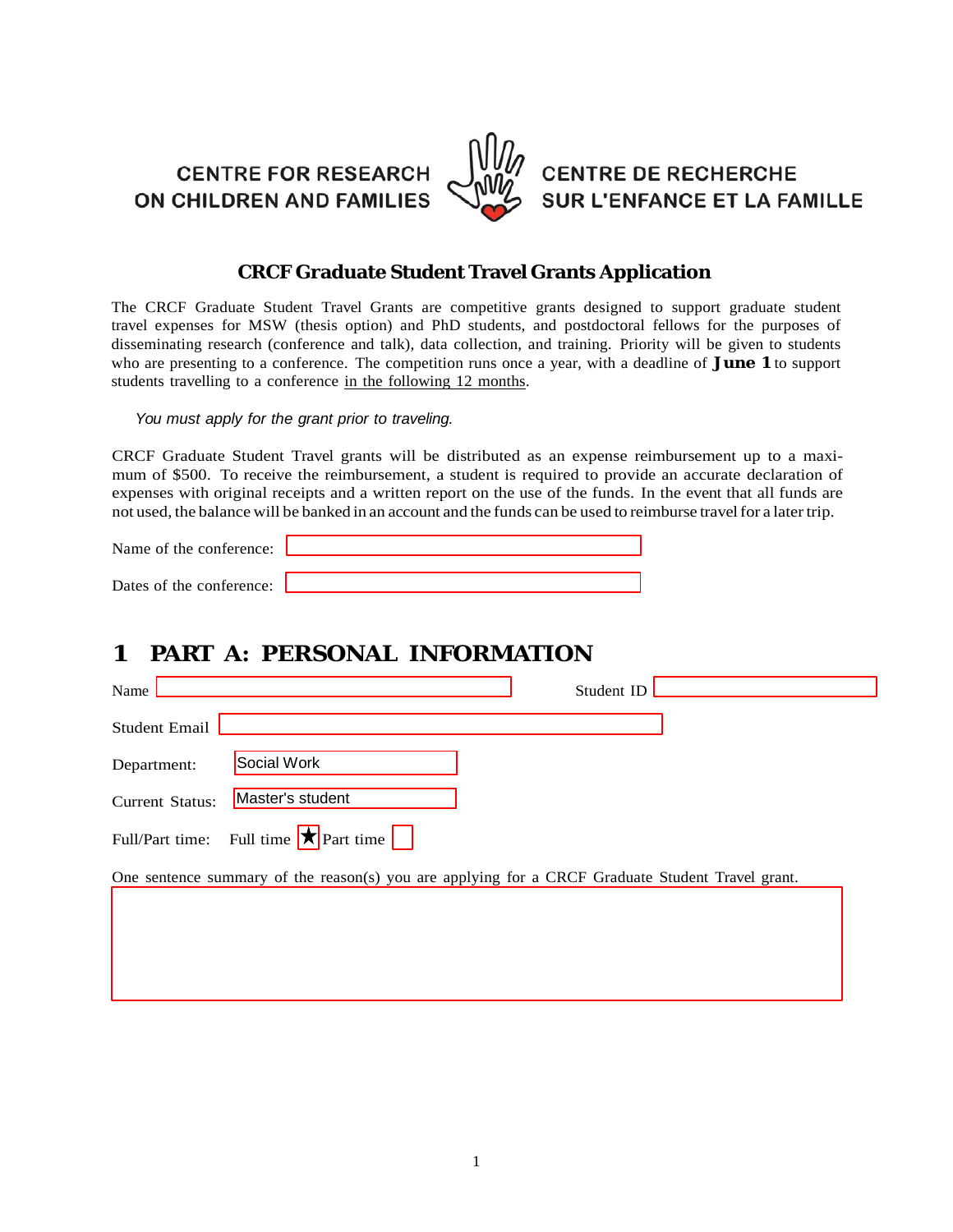CENTRE FOR RESEARCH ON CHILDREN AND FAMILIES

CENTRE DE RECHERCHE SUR L'ENFANCE ET LA FAMILLE

## CRCF Graduate Student Travel Grants Application

The CRCF Graduate Student Travel Grants are competitive grants designed to support graduate student travel expenses for MSW (thesis option) and PhD students, and postdoctoral fellows for the purposes of disseminating research (conference and talk), data collection, and training. Priority will be given to students who are presenting to a conference. The competition runs once a year, with a deadline of **June 1** to support students travelling to a conference in the following 12 months.

*You must apply for the grant prior to traveling.*

CRCF Graduate Student Travel grants will be distributed as an expense reimbursement up to a maximum of $500. To receive the reimbursement, a student is required to provide an accurate declaration of expenses with original receipts and a written report on the use of the funds. In the event that all funds are not used, the balance will be banked in an account and the funds can be used to reimburse travel for a later trip.

Name of the conference:

Dates of the conference:

# 1 PART A: PERSONAL INFORMATION

Name

Student ID

Student Email

Department: Social Work

Current Status: Master's student

Full/Part time: Full time ★ Part time

One sentence summary of the reason(s) you are applying for a CRCF Graduate Student Travel grant.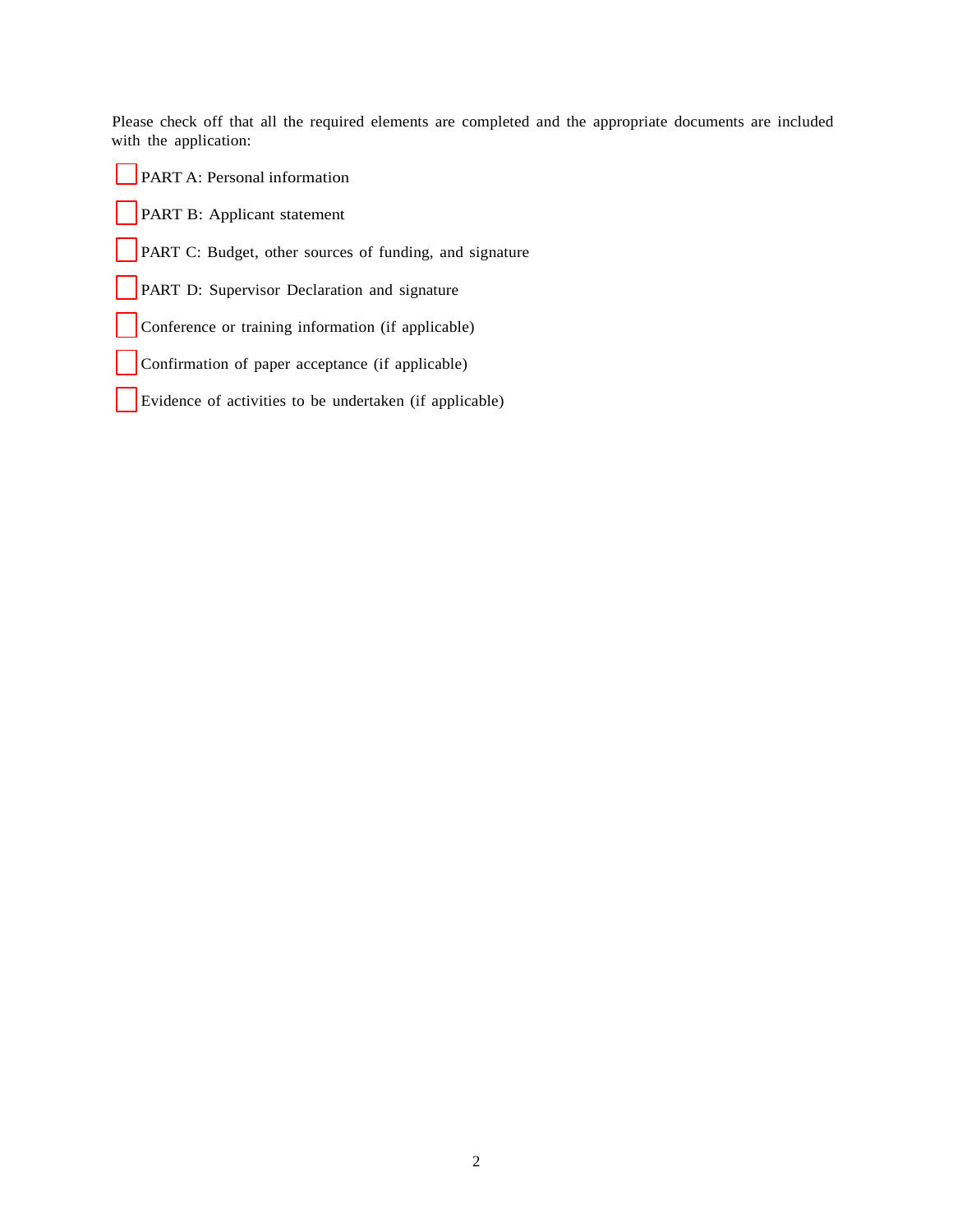Please check off that all the required elements are completed and the appropriate documents are included with the application:

- [ ] PART A: Personal information
- [ ] PART B: Applicant statement
- [ ] PART C: Budget, other sources of funding, and signature
- [ ] PART D: Supervisor Declaration and signature
- [ ] Conference or training information (if applicable)
- [ ] Confirmation of paper acceptance (if applicable)
- [ ] Evidence of activities to be undertaken (if applicable)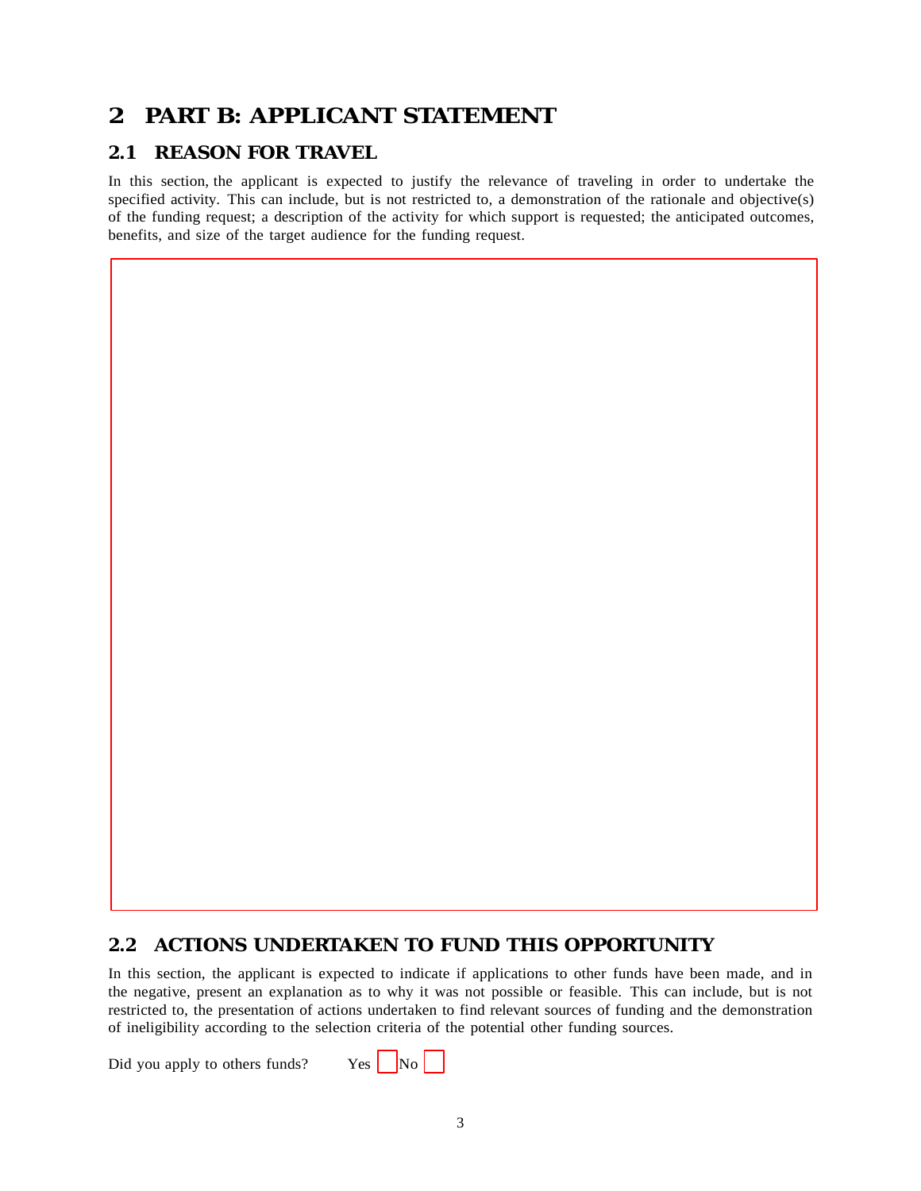# 2 PART B: APPLICANT STATEMENT

## 2.1 REASON FOR TRAVEL

In this section, the applicant is expected to justify the relevance of traveling in order to undertake the specified activity. This can include, but is not restricted to, a demonstration of the rationale and objective(s) of the funding request; a description of the activity for which support is requested; the anticipated outcomes, benefits, and size of the target audience for the funding request.

## 2.2 ACTIONS UNDERTAKEN TO FUND THIS OPPORTUNITY

In this section, the applicant is expected to indicate if applications to other funds have been made, and in the negative, present an explanation as to why it was not possible or feasible. This can include, but is not restricted to, the presentation of actions undertaken to find relevant sources of funding and the demonstration of ineligibility according to the selection criteria of the potential other funding sources.

Did you apply to others funds? Yes ☐ No ☐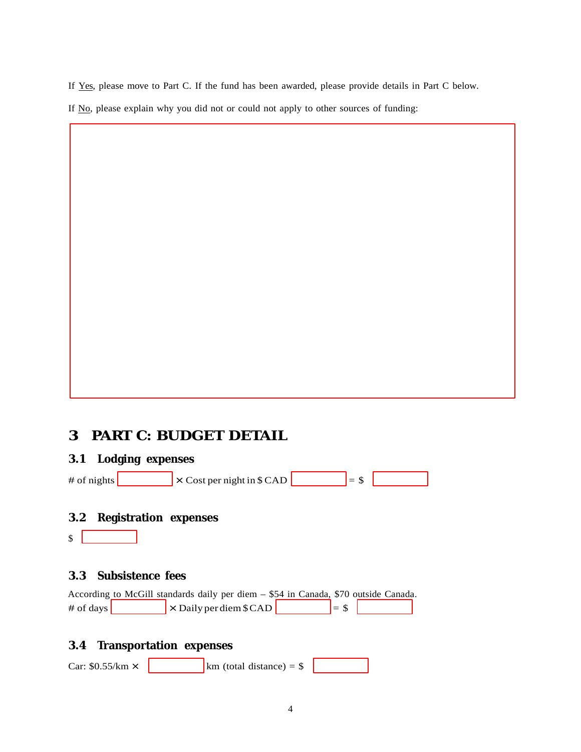If Yes, please move to Part C. If the fund has been awarded, please provide details in Part C below.

If No, please explain why you did not or could not apply to other sources of funding:

# 3 PART C: BUDGET DETAIL

## 3.1 Lodging expenses

# of nights ______ × Cost per night in $ CAD ______ = $ ______

## 3.2 Registration expenses

$ ______

## 3.3 Subsistence fees

According to McGill standards daily per diem – $54 in Canada, $70 outside Canada.

# of days ______ × Daily per diem $ CAD ______ = $ ______

## 3.4 Transportation expenses

Car: $0.55/km × ______ km (total distance) = $ ______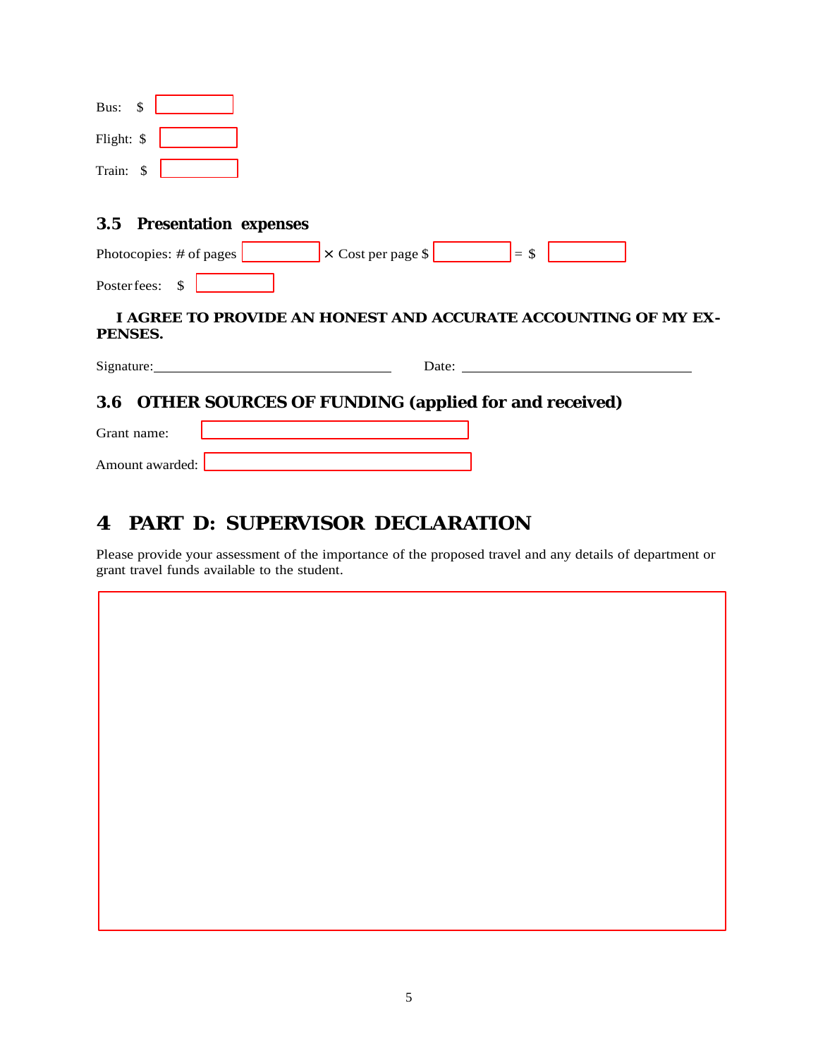Bus: $ 

Flight: $ 

Train: $ 

### 3.5 Presentation expenses

Photocopies: # of pages × Cost per page $ = $ 

Poster fees: $ 

**I AGREE TO PROVIDE AN HONEST AND ACCURATE ACCOUNTING OF MY EXPENSES.**

Signature: ______________________________ Date: ______________________________

### 3.6 OTHER SOURCES OF FUNDING (applied for and received)

Grant name: 

Amount awarded: 

## 4 PART D: SUPERVISOR DECLARATION

Please provide your assessment of the importance of the proposed travel and any details of department or grant travel funds available to the student.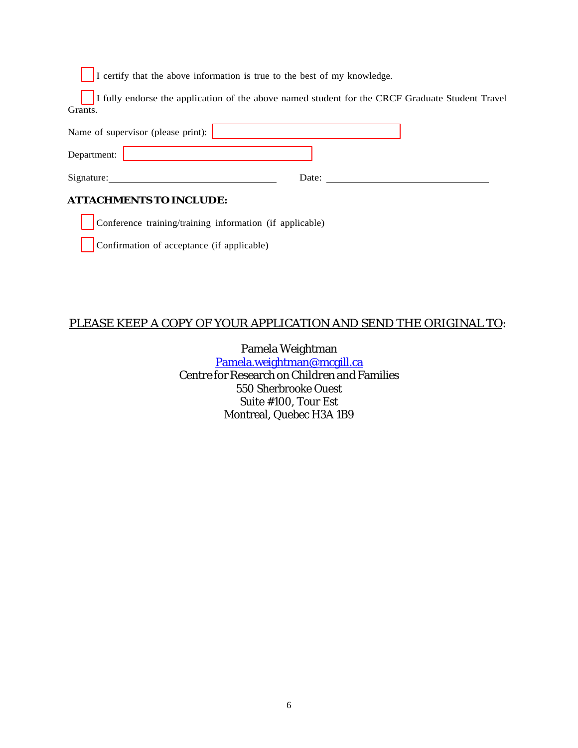☐ I certify that the above information is true to the best of my knowledge.

☐ I fully endorse the application of the above named student for the CRCF Graduate Student Travel Grants.

Name of supervisor (please print): ____________________

Department: ____________________

Signature: ____________________ Date: ____________________

**ATTACHMENTS TO INCLUDE:**

☐ Conference training/training information (if applicable)

☐ Confirmation of acceptance (if applicable)

<u>PLEASE KEEP A COPY OF YOUR APPLICATION AND SEND THE ORIGINAL TO</u>:

Pamela Weightman
[Pamela.weightman@mcgill.ca](mailto:Pamela.weightman@mcgill.ca)
Centre for Research on Children and Families
550 Sherbrooke Ouest
Suite #100, Tour Est
Montreal, Quebec H3A 1B9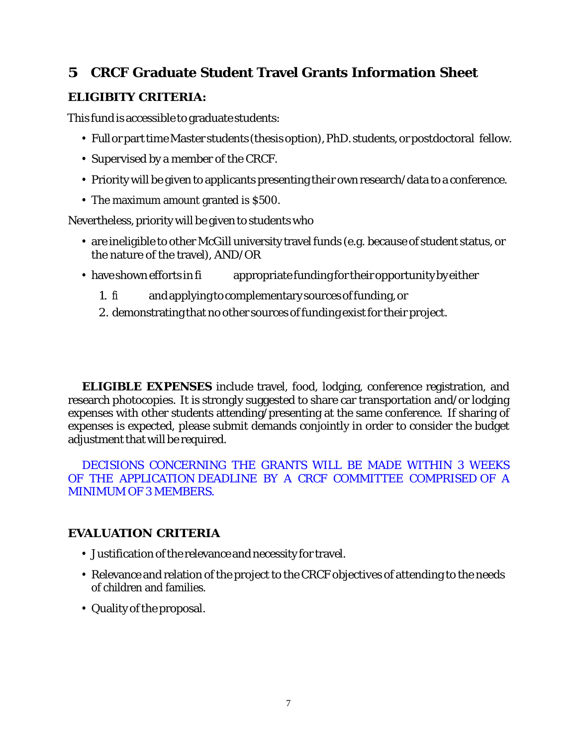## 5 CRCF Graduate Student Travel Grants Information Sheet

### ELIGIBITY CRITERIA:

This fund is accessible to graduate students:

- Full or part time Master students (thesis option), PhD. students, or postdoctoral fellow.
- Supervised by a member of the CRCF.
- Priority will be given to applicants presenting their own research/data to a conference.
- The maximum amount granted is $500.

Nevertheless, priority will be given to students who

- are ineligible to other McGill university travel funds (e.g. because of student status, or the nature of the travel), AND/OR
- have shown efforts in fi appropriate funding for their opportunity by either
  1. fi and applying to complementary sources of funding, or
  2. demonstrating that no other sources of funding exist for their project.

**ELIGIBLE EXPENSES** include travel, food, lodging, conference registration, and research photocopies. It is strongly suggested to share car transportation and/or lodging expenses with other students attending/presenting at the same conference. If sharing of expenses is expected, please submit demands conjointly in order to consider the budget adjustment that will be required.

DECISIONS CONCERNING THE GRANTS WILL BE MADE WITHIN 3 WEEKS OF THE APPLICATION DEADLINE BY A CRCF COMMITTEE COMPRISED OF A MINIMUM OF 3 MEMBERS.

### EVALUATION CRITERIA

- Justification of the relevance and necessity for travel.
- Relevance and relation of the project to the CRCF objectives of attending to the needs of children and families.
- Quality of the proposal.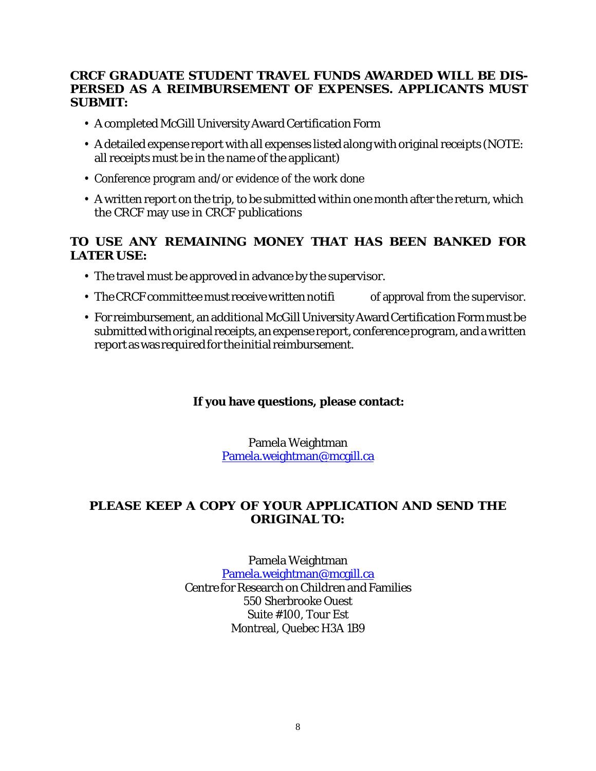**CRCF GRADUATE STUDENT TRAVEL FUNDS AWARDED WILL BE DISPERSED AS A REIMBURSEMENT OF EXPENSES. APPLICANTS MUST SUBMIT:**

- A completed McGill University Award Certification Form
- A detailed expense report with all expenses listed along with original receipts (NOTE: all receipts must be in the name of the applicant)
- Conference program and/or evidence of the work done
- A written report on the trip, to be submitted within one month after the return, which the CRCF may use in CRCF publications

**TO USE ANY REMAINING MONEY THAT HAS BEEN BANKED FOR LATER USE:**

- The travel must be approved in advance by the supervisor.
- The CRCF committee must receive written notifi of approval from the supervisor.
- For reimbursement, an additional McGill University Award Certification Form must be submitted with original receipts, an expense report, conference program, and a written report as was required for the initial reimbursement.

**If you have questions, please contact:**

Pamela Weightman
Pamela.weightman@mcgill.ca

**PLEASE KEEP A COPY OF YOUR APPLICATION AND SEND THE ORIGINAL TO:**

Pamela Weightman
Pamela.weightman@mcgill.ca
Centre for Research on Children and Families
550 Sherbrooke Ouest
Suite #100, Tour Est
Montreal, Quebec H3A 1B9